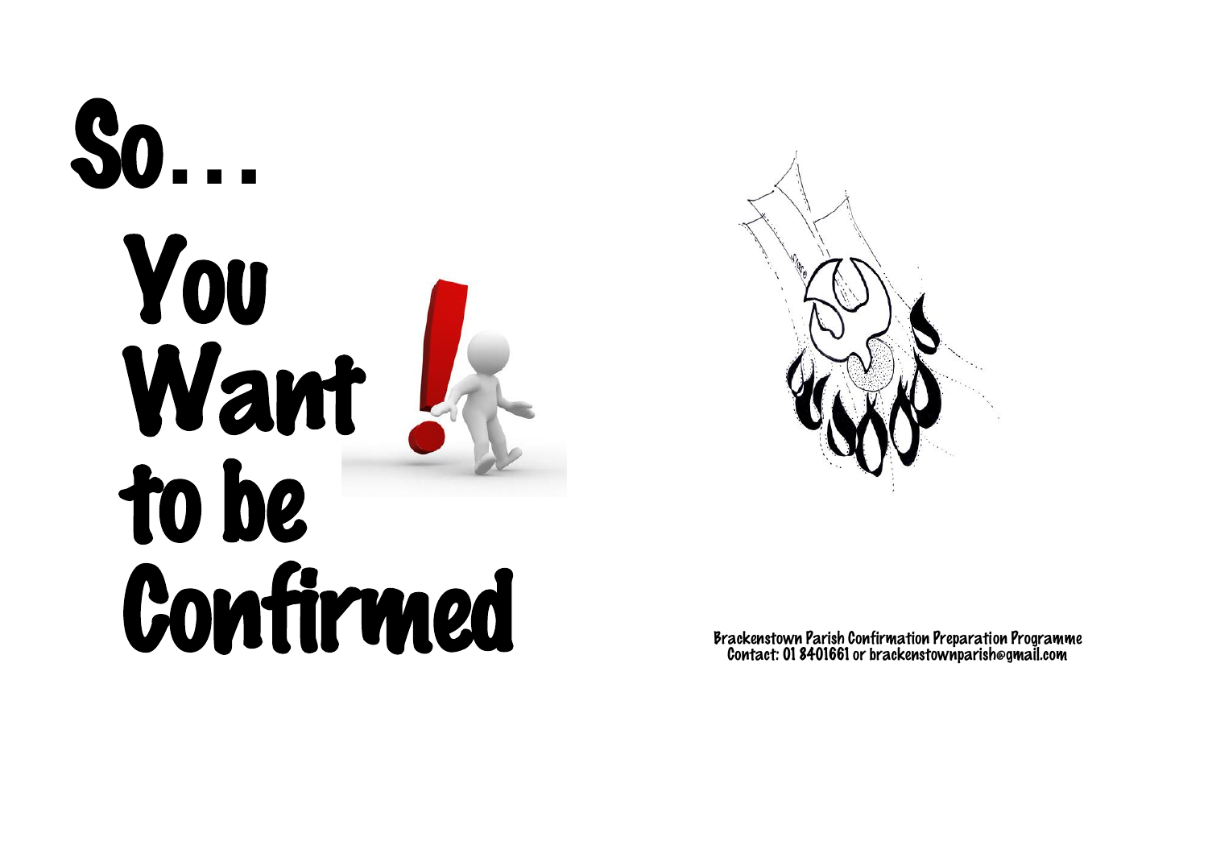# So... You Want to be Confirmed

Brackenstown Parish Confirmation Preparation Programme
Contact: 01 8401661 or brackenstownparish@gmail.com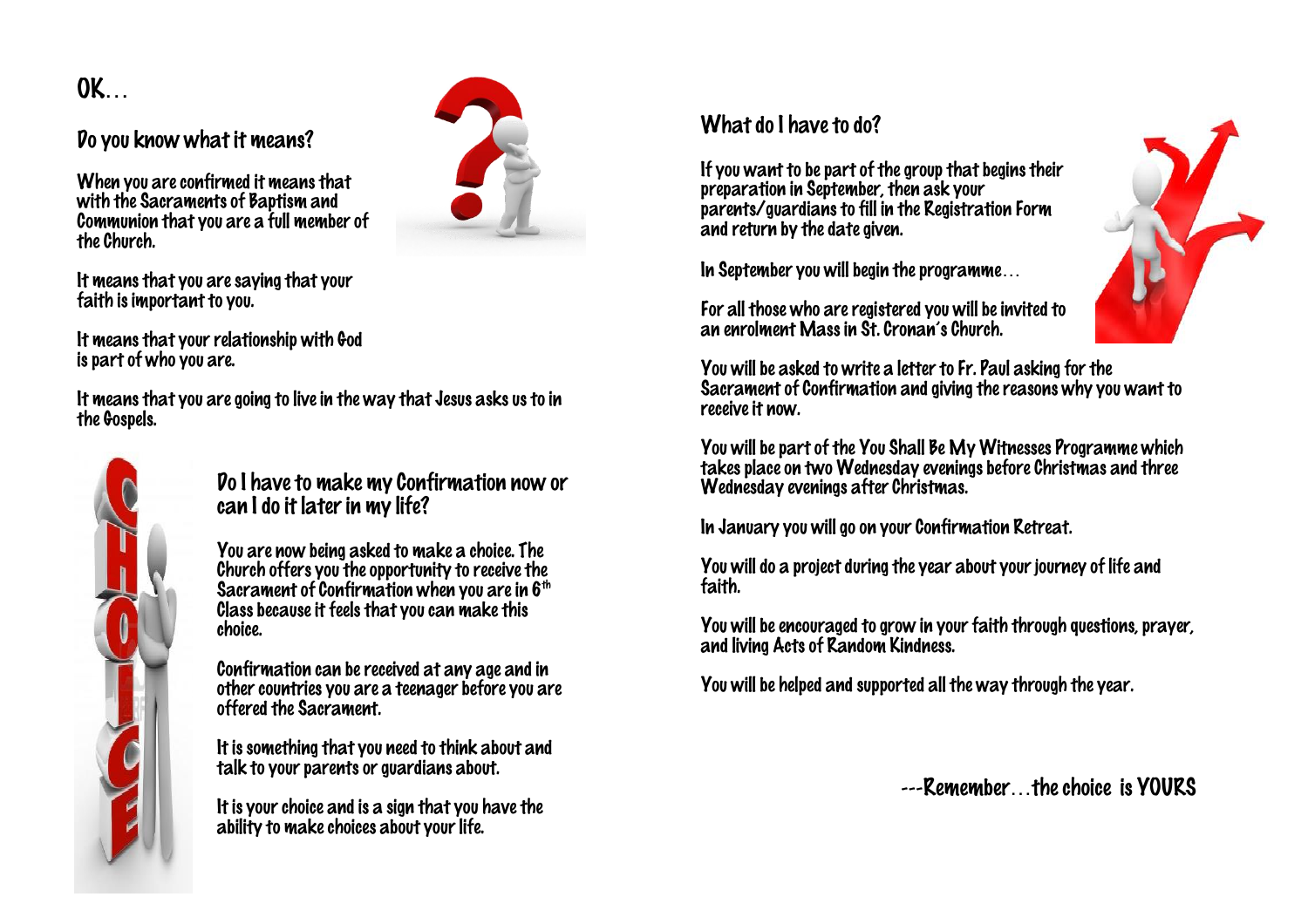# OK…

## Do you know what it means?

When you are confirmed it means that with the Sacraments of Baptism and Communion that you are a full member of the Church.

It means that you are saying that your faith is important to you.

It means that your relationship with God is part of who you are.

It means that you are going to live in the way that Jesus asks us to in the Gospels.

## Do I have to make my Confirmation now or can I do it later in my life?

You are now being asked to make a choice. The Church offers you the opportunity to receive the Sacrament of Confirmation when you are in 6th Class because it feels that you can make this choice.

Confirmation can be received at any age and in other countries you are a teenager before you are offered the Sacrament.

It is something that you need to think about and talk to your parents or guardians about.

It is your choice and is a sign that you have the ability to make choices about your life.

## What do I have to do?

If you want to be part of the group that begins their preparation in September, then ask your parents/guardians to fill in the Registration Form and return by the date given.

In September you will begin the programme…

For all those who are registered you will be invited to an enrolment Mass in St. Cronan's Church.

You will be asked to write a letter to Fr. Paul asking for the Sacrament of Confirmation and giving the reasons why you want to receive it now.

You will be part of the You Shall Be My Witnesses Programme which takes place on two Wednesday evenings before Christmas and three Wednesday evenings after Christmas.

In January you will go on your Confirmation Retreat.

You will do a project during the year about your journey of life and faith.

You will be encouraged to grow in your faith through questions, prayer, and living Acts of Random Kindness.

You will be helped and supported all the way through the year.

---Remember…the choice is YOURS